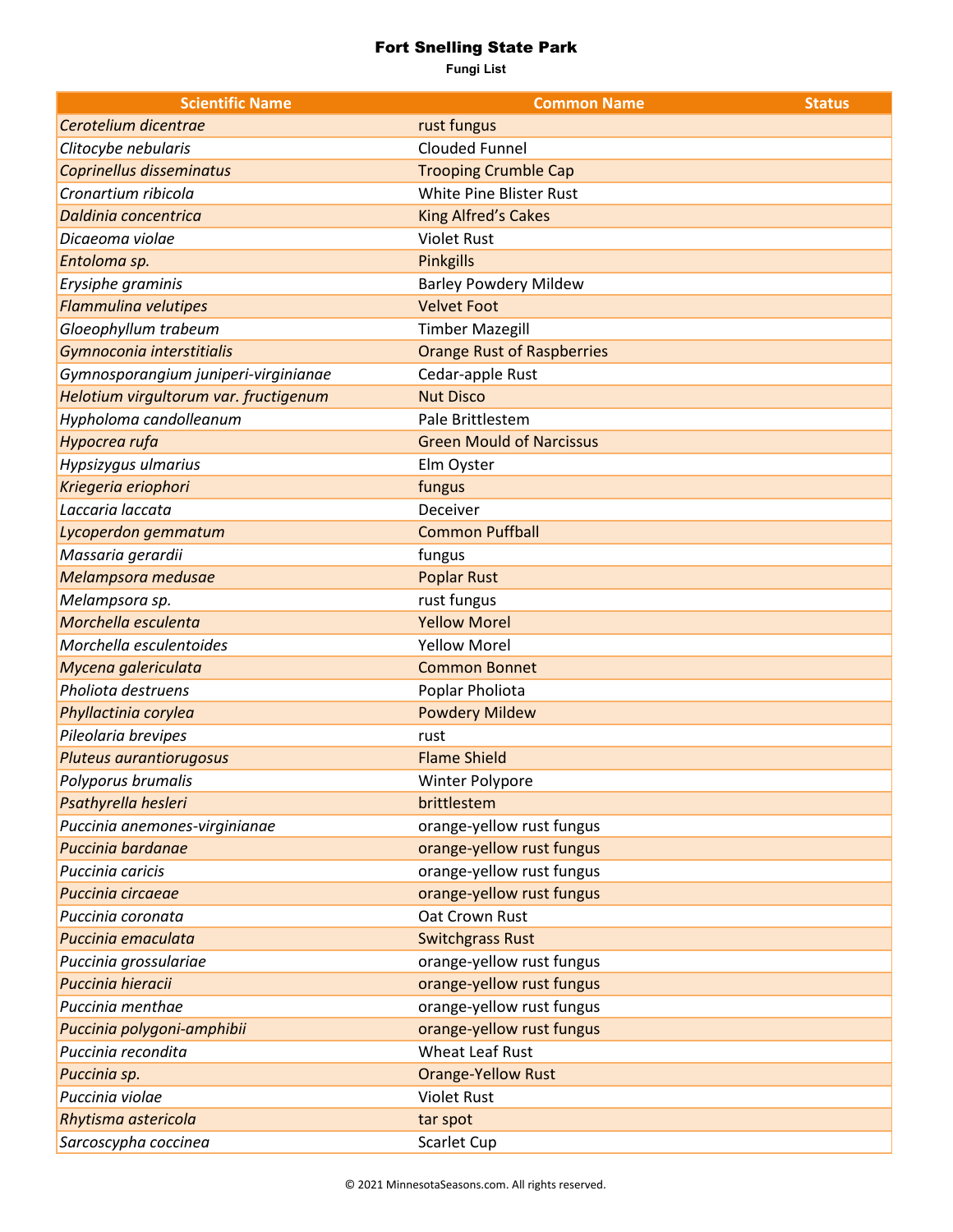# Fort Snelling State Park

**Fungi List**

| Scientific Name | Common Name | Status |
|---|---|---|
| *Cerotelium dicentrae* | rust fungus | |
| *Clitocybe nebularis* | Clouded Funnel | |
| *Coprinellus disseminatus* | Trooping Crumble Cap | |
| *Cronartium ribicola* | White Pine Blister Rust | |
| *Daldinia concentrica* | King Alfred’s Cakes | |
| *Dicaeoma violae* | Violet Rust | |
| *Entoloma sp.* | Pinkgills | |
| *Erysiphe graminis* | Barley Powdery Mildew | |
| *Flammulina velutipes* | Velvet Foot | |
| *Gloeophyllum trabeum* | Timber Mazegill | |
| *Gymnoconia interstitialis* | Orange Rust of Raspberries | |
| *Gymnosporangium juniperi-virginianae* | Cedar-apple Rust | |
| *Helotium virgultorum var. fructigenum* | Nut Disco | |
| *Hypholoma candolleanum* | Pale Brittlestem | |
| *Hypocrea rufa* | Green Mould of Narcissus | |
| *Hypsizygus ulmarius* | Elm Oyster | |
| *Kriegeria eriophori* | fungus | |
| *Laccaria laccata* | Deceiver | |
| *Lycoperdon gemmatum* | Common Puffball | |
| *Massaria gerardii* | fungus | |
| *Melampsora medusae* | Poplar Rust | |
| *Melampsora sp.* | rust fungus | |
| *Morchella esculenta* | Yellow Morel | |
| *Morchella esculentoides* | Yellow Morel | |
| *Mycena galericulata* | Common Bonnet | |
| *Pholiota destruens* | Poplar Pholiota | |
| *Phyllactinia corylea* | Powdery Mildew | |
| *Pileolaria brevipes* | rust | |
| *Pluteus aurantiorugosus* | Flame Shield | |
| *Polyporus brumalis* | Winter Polypore | |
| *Psathyrella hesleri* | brittlestem | |
| *Puccinia anemones-virginianae* | orange-yellow rust fungus | |
| *Puccinia bardanae* | orange-yellow rust fungus | |
| *Puccinia caricis* | orange-yellow rust fungus | |
| *Puccinia circaeae* | orange-yellow rust fungus | |
| *Puccinia coronata* | Oat Crown Rust | |
| *Puccinia emaculata* | Switchgrass Rust | |
| *Puccinia grossulariae* | orange-yellow rust fungus | |
| *Puccinia hieracii* | orange-yellow rust fungus | |
| *Puccinia menthae* | orange-yellow rust fungus | |
| *Puccinia polygoni-amphibii* | orange-yellow rust fungus | |
| *Puccinia recondita* | Wheat Leaf Rust | |
| *Puccinia sp.* | Orange-Yellow Rust | |
| *Puccinia violae* | Violet Rust | |
| *Rhytisma astericola* | tar spot | |
| *Sarcoscypha coccinea* | Scarlet Cup | |

© 2021 MinnesotaSeasons.com. All rights reserved.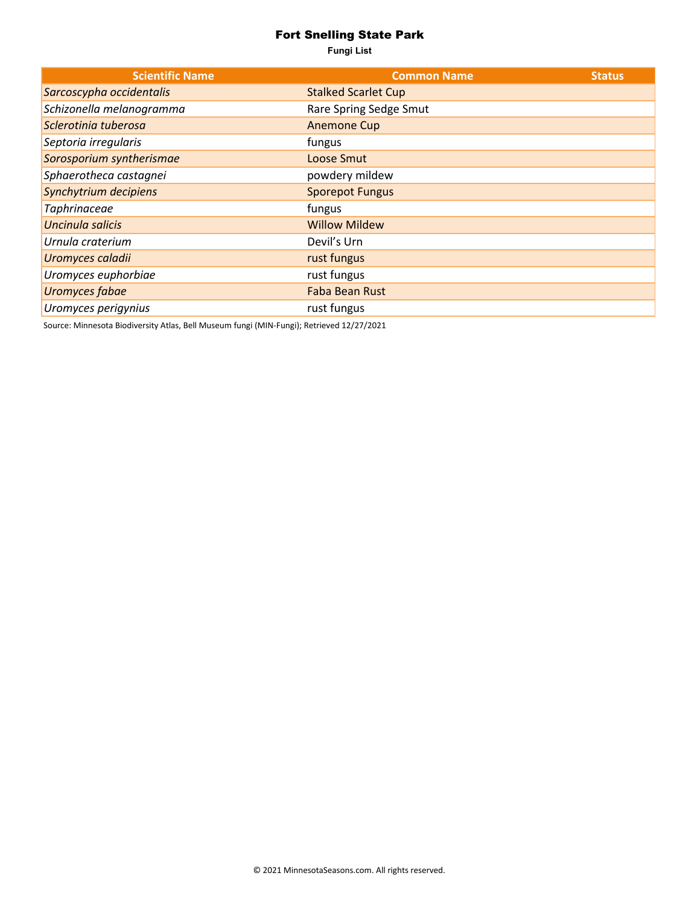# Fort Snelling State Park

**Fungi List**

| Scientific Name | Common Name | Status |
|---|---|---|
| *Sarcoscypha occidentalis* | Stalked Scarlet Cup | |
| *Schizonella melanogramma* | Rare Spring Sedge Smut | |
| *Sclerotinia tuberosa* | Anemone Cup | |
| *Septoria irregularis* | fungus | |
| *Sorosporium syntherismae* | Loose Smut | |
| *Sphaerotheca castagnei* | powdery mildew | |
| *Synchytrium decipiens* | Sporepot Fungus | |
| *Taphrinaceae* | fungus | |
| *Uncinula salicis* | Willow Mildew | |
| *Urnula craterium* | Devil's Urn | |
| *Uromyces caladii* | rust fungus | |
| *Uromyces euphorbiae* | rust fungus | |
| *Uromyces fabae* | Faba Bean Rust | |
| *Uromyces perigynius* | rust fungus | |

Source: Minnesota Biodiversity Atlas, Bell Museum fungi (MIN-Fungi); Retrieved 12/27/2021

© 2021 MinnesotaSeasons.com. All rights reserved.